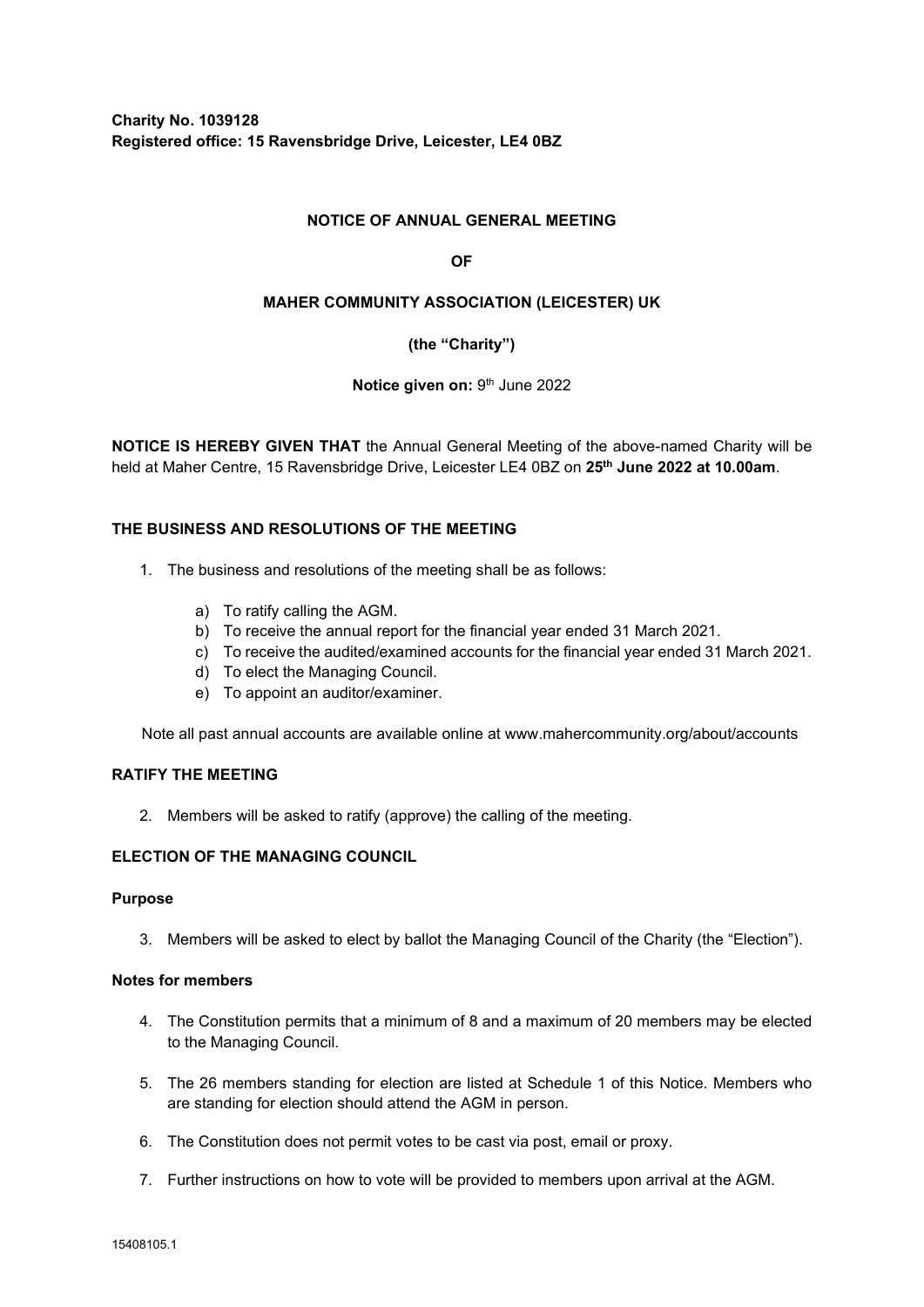**Charity No. 1039128**
**Registered office: 15 Ravensbridge Drive, Leicester, LE4 0BZ**

# NOTICE OF ANNUAL GENERAL MEETING

**OF**

**MAHER COMMUNITY ASSOCIATION (LEICESTER) UK**

**(the "Charity")**

**Notice given on:** 9th June 2022

**NOTICE IS HEREBY GIVEN THAT** the Annual General Meeting of the above-named Charity will be held at Maher Centre, 15 Ravensbridge Drive, Leicester LE4 0BZ on **25th June 2022 at 10.00am**.

## THE BUSINESS AND RESOLUTIONS OF THE MEETING

1. The business and resolutions of the meeting shall be as follows:

   a) To ratify calling the AGM.
   b) To receive the annual report for the financial year ended 31 March 2021.
   c) To receive the audited/examined accounts for the financial year ended 31 March 2021.
   d) To elect the Managing Council.
   e) To appoint an auditor/examiner.

Note all past annual accounts are available online at www.mahercommunity.org/about/accounts

## RATIFY THE MEETING

2. Members will be asked to ratify (approve) the calling of the meeting.

## ELECTION OF THE MANAGING COUNCIL

### Purpose

3. Members will be asked to elect by ballot the Managing Council of the Charity (the "Election").

### Notes for members

4. The Constitution permits that a minimum of 8 and a maximum of 20 members may be elected to the Managing Council.
5. The 26 members standing for election are listed at Schedule 1 of this Notice. Members who are standing for election should attend the AGM in person.
6. The Constitution does not permit votes to be cast via post, email or proxy.
7. Further instructions on how to vote will be provided to members upon arrival at the AGM.

15408105.1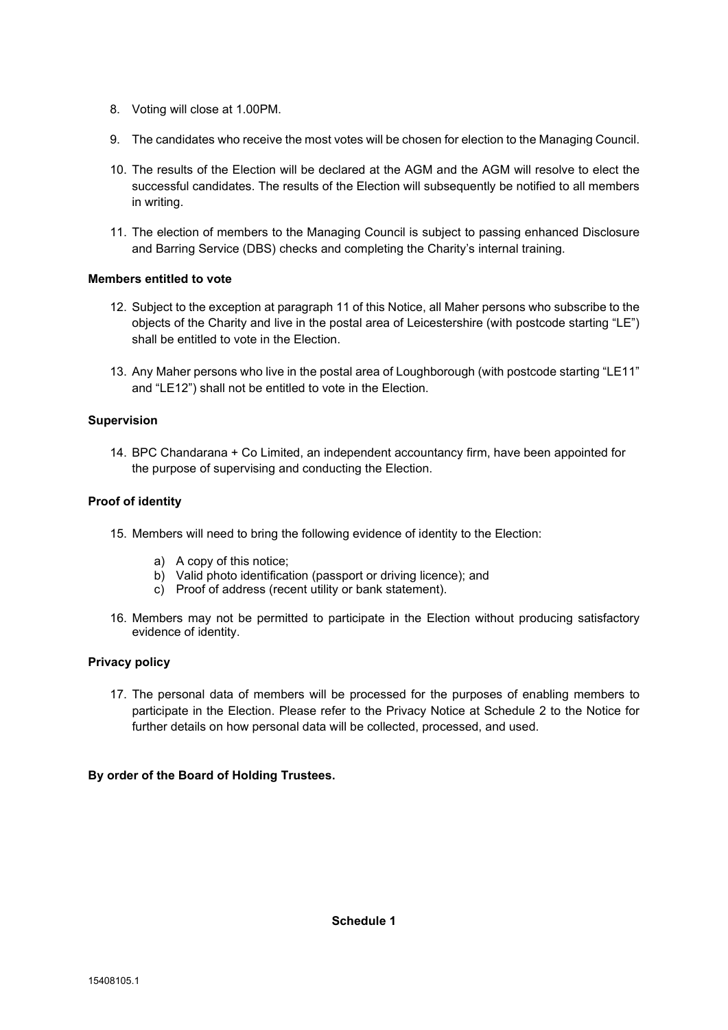8. Voting will close at 1.00PM.

9. The candidates who receive the most votes will be chosen for election to the Managing Council.

10. The results of the Election will be declared at the AGM and the AGM will resolve to elect the successful candidates. The results of the Election will subsequently be notified to all members in writing.

11. The election of members to the Managing Council is subject to passing enhanced Disclosure and Barring Service (DBS) checks and completing the Charity's internal training.

**Members entitled to vote**

12. Subject to the exception at paragraph 11 of this Notice, all Maher persons who subscribe to the objects of the Charity and live in the postal area of Leicestershire (with postcode starting "LE") shall be entitled to vote in the Election.

13. Any Maher persons who live in the postal area of Loughborough (with postcode starting "LE11" and "LE12") shall not be entitled to vote in the Election.

**Supervision**

14. BPC Chandarana + Co Limited, an independent accountancy firm, have been appointed for the purpose of supervising and conducting the Election.

**Proof of identity**

15. Members will need to bring the following evidence of identity to the Election:

    a) A copy of this notice;
    b) Valid photo identification (passport or driving licence); and
    c) Proof of address (recent utility or bank statement).

16. Members may not be permitted to participate in the Election without producing satisfactory evidence of identity.

**Privacy policy**

17. The personal data of members will be processed for the purposes of enabling members to participate in the Election. Please refer to the Privacy Notice at Schedule 2 to the Notice for further details on how personal data will be collected, processed, and used.

**By order of the Board of Holding Trustees.**

**Schedule 1**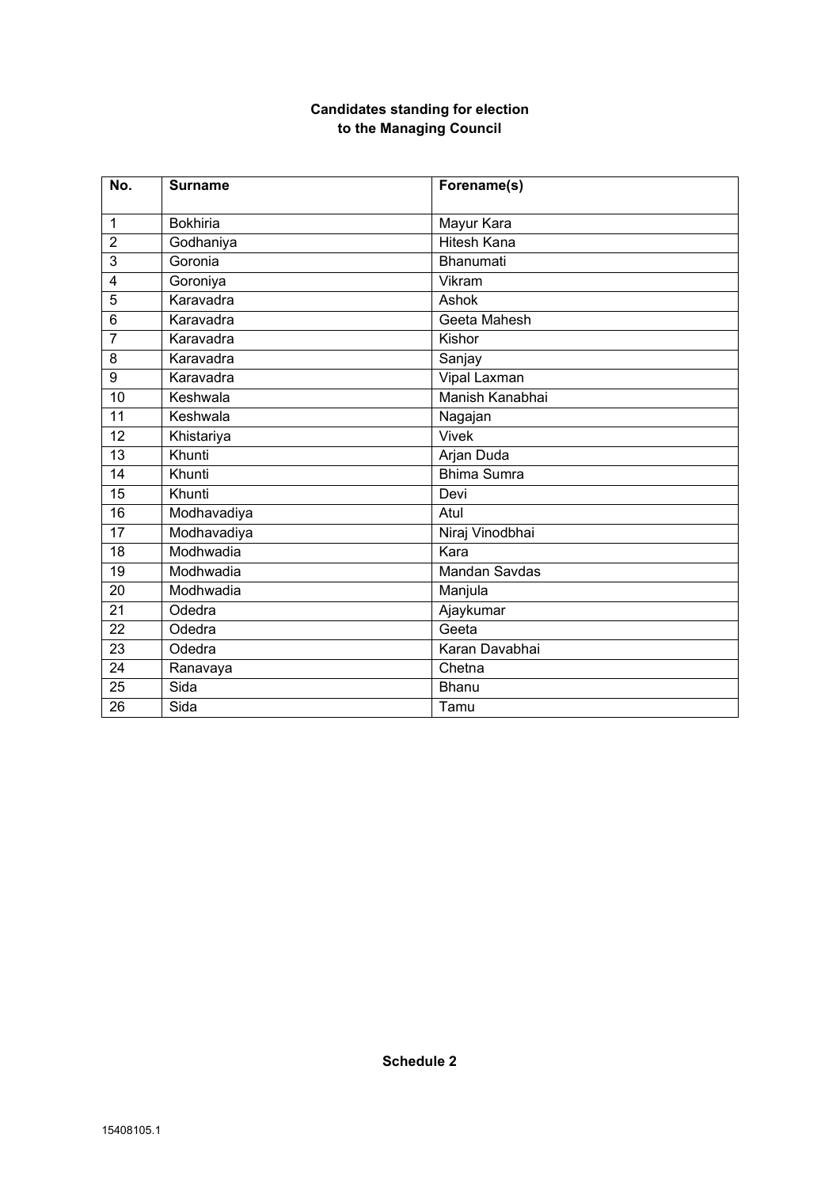**Candidates standing for election**
**to the Managing Council**

| No. | Surname | Forename(s) |
|---|---|---|
| 1 | Bokhiria | Mayur Kara |
| 2 | Godhaniya | Hitesh Kana |
| 3 | Goronia | Bhanumati |
| 4 | Goroniya | Vikram |
| 5 | Karavadra | Ashok |
| 6 | Karavadra | Geeta Mahesh |
| 7 | Karavadra | Kishor |
| 8 | Karavadra | Sanjay |
| 9 | Karavadra | Vipal Laxman |
| 10 | Keshwala | Manish Kanabhai |
| 11 | Keshwala | Nagajan |
| 12 | Khistariya | Vivek |
| 13 | Khunti | Arjan Duda |
| 14 | Khunti | Bhima Sumra |
| 15 | Khunti | Devi |
| 16 | Modhavadiya | Atul |
| 17 | Modhavadiya | Niraj Vinodbhai |
| 18 | Modhwadia | Kara |
| 19 | Modhwadia | Mandan Savdas |
| 20 | Modhwadia | Manjula |
| 21 | Odedra | Ajaykumar |
| 22 | Odedra | Geeta |
| 23 | Odedra | Karan Davabhai |
| 24 | Ranavaya | Chetna |
| 25 | Sida | Bhanu |
| 26 | Sida | Tamu |

**Schedule 2**

15408105.1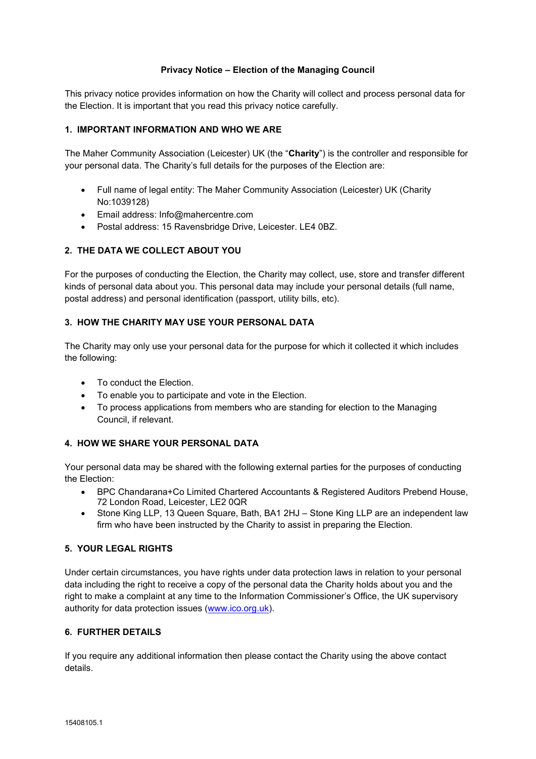**Privacy Notice – Election of the Managing Council**

This privacy notice provides information on how the Charity will collect and process personal data for the Election. It is important that you read this privacy notice carefully.

## 1. IMPORTANT INFORMATION AND WHO WE ARE

The Maher Community Association (Leicester) UK (the "**Charity**") is the controller and responsible for your personal data. The Charity's full details for the purposes of the Election are:

- Full name of legal entity: The Maher Community Association (Leicester) UK (Charity No:1039128)
- Email address: Info@mahercentre.com
- Postal address: 15 Ravensbridge Drive, Leicester. LE4 0BZ.

## 2. THE DATA WE COLLECT ABOUT YOU

For the purposes of conducting the Election, the Charity may collect, use, store and transfer different kinds of personal data about you. This personal data may include your personal details (full name, postal address) and personal identification (passport, utility bills, etc).

## 3. HOW THE CHARITY MAY USE YOUR PERSONAL DATA

The Charity may only use your personal data for the purpose for which it collected it which includes the following:

- To conduct the Election.
- To enable you to participate and vote in the Election.
- To process applications from members who are standing for election to the Managing Council, if relevant.

## 4. HOW WE SHARE YOUR PERSONAL DATA

Your personal data may be shared with the following external parties for the purposes of conducting the Election:

- BPC Chandarana+Co Limited Chartered Accountants & Registered Auditors Prebend House, 72 London Road, Leicester, LE2 0QR
- Stone King LLP, 13 Queen Square, Bath, BA1 2HJ – Stone King LLP are an independent law firm who have been instructed by the Charity to assist in preparing the Election.

## 5. YOUR LEGAL RIGHTS

Under certain circumstances, you have rights under data protection laws in relation to your personal data including the right to receive a copy of the personal data the Charity holds about you and the right to make a complaint at any time to the Information Commissioner's Office, the UK supervisory authority for data protection issues (www.ico.org.uk).

## 6. FURTHER DETAILS

If you require any additional information then please contact the Charity using the above contact details.

15408105.1